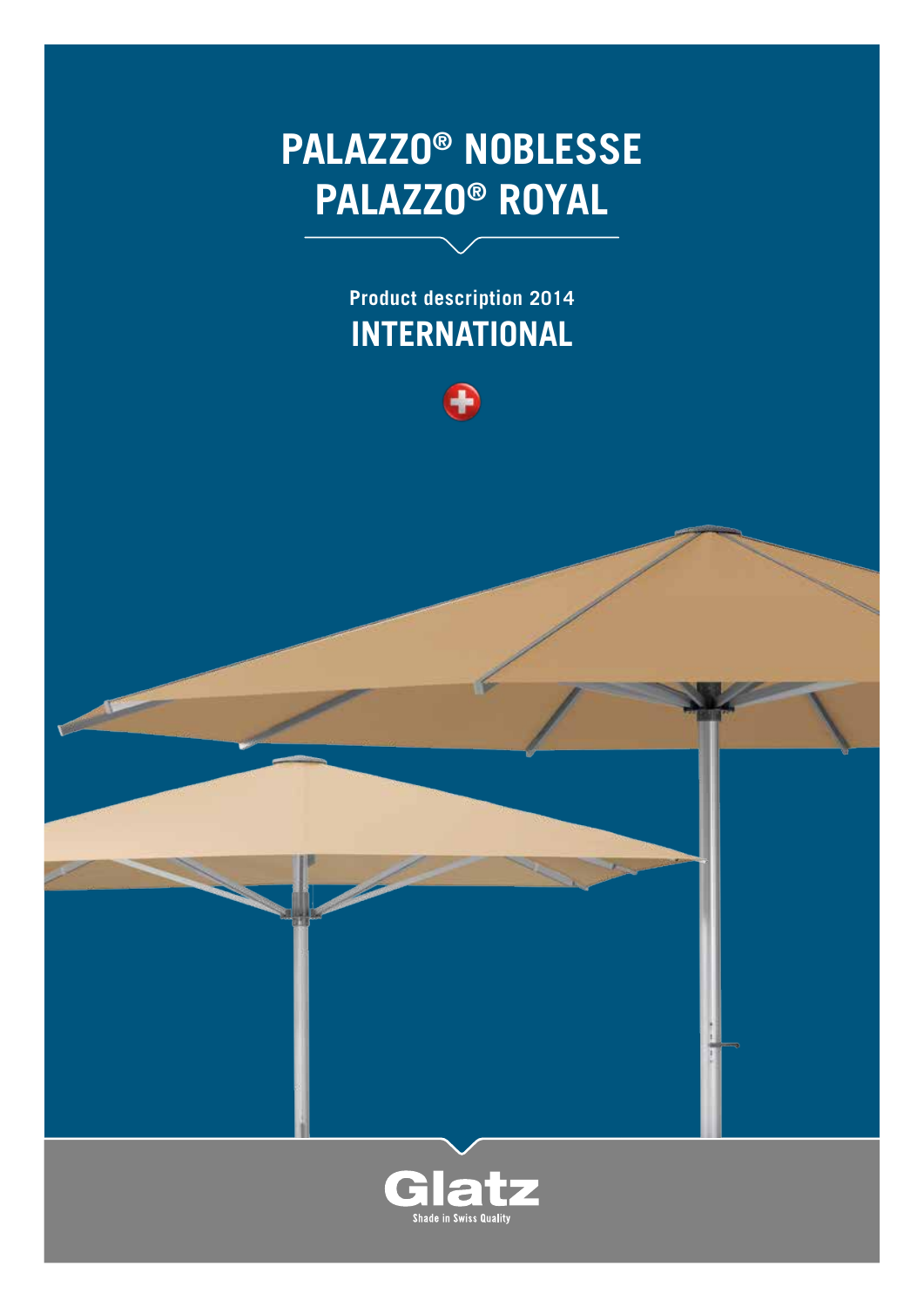# PALAZZO® NOBLESSE
# PALAZZO® ROYAL

**Product description 2014**

## INTERNATIONAL

Glatz

Shade in Swiss Quality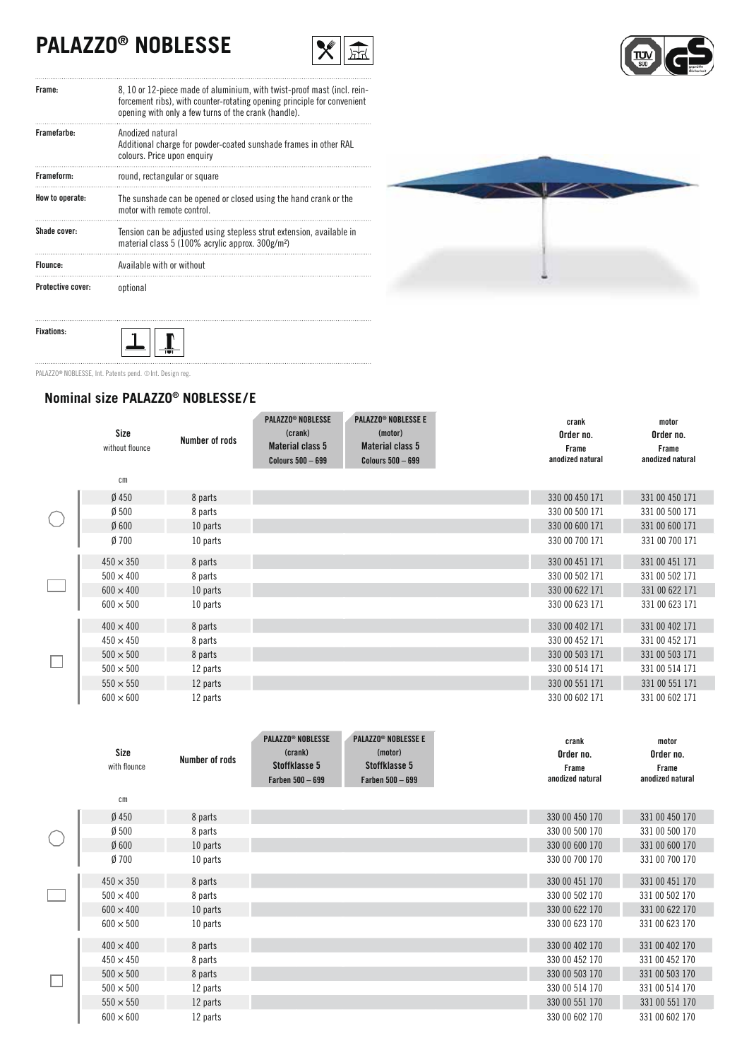# PALAZZO® NOBLESSE

| | |
|---|---|
| **Frame:** | 8, 10 or 12-piece made of aluminium, with twist-proof mast (incl. reinforcement ribs), with counter-rotating opening principle for convenient opening with only a few turns of the crank (handle). |
| **Framefarbe:** | Anodized natural<br>Additional charge for powder-coated sunshade frames in other RAL colours. Price upon enquiry |
| **Frameform:** | round, rectangular or square |
| **How to operate:** | The sunshade can be opened or closed using the hand crank or the motor with remote control. |
| **Shade cover:** | Tension can be adjusted using stepless strut extension, available in material class 5 (100% acrylic approx. 300g/m²) |
| **Flounce:** | Available with or without |
| **Protective cover:** | optional |
| **Fixations:** | |

PALAZZO® NOBLESSE, Int. Patents pend. © Int. Design reg.

## Nominal size PALAZZO® NOBLESSE/E

| Shape | Size without flounce (cm) | Number of rods | PALAZZO® NOBLESSE (crank) Material class 5 Colours 500 – 699 | PALAZZO® NOBLESSE E (motor) Material class 5 Colours 500 – 699 | crank Order no. Frame anodized natural | motor Order no. Frame anodized natural |
|---|---|---|---|---|---|---|
| round | Ø 450 | 8 parts | | | 330 00 450 171 | 331 00 450 171 |
| | Ø 500 | 8 parts | | | 330 00 500 171 | 331 00 500 171 |
| | Ø 600 | 10 parts | | | 330 00 600 171 | 331 00 600 171 |
| | Ø 700 | 10 parts | | | 330 00 700 171 | 331 00 700 171 |
| rectangular | 450 × 350 | 8 parts | | | 330 00 451 171 | 331 00 451 171 |
| | 500 × 400 | 8 parts | | | 330 00 502 171 | 331 00 502 171 |
| | 600 × 400 | 10 parts | | | 330 00 622 171 | 331 00 622 171 |
| | 600 × 500 | 10 parts | | | 330 00 623 171 | 331 00 623 171 |
| square | 400 × 400 | 8 parts | | | 330 00 402 171 | 331 00 402 171 |
| | 450 × 450 | 8 parts | | | 330 00 452 171 | 331 00 452 171 |
| | 500 × 500 | 8 parts | | | 330 00 503 171 | 331 00 503 171 |
| | 500 × 500 | 12 parts | | | 330 00 514 171 | 331 00 514 171 |
| | 550 × 550 | 12 parts | | | 330 00 551 171 | 331 00 551 171 |
| | 600 × 600 | 12 parts | | | 330 00 602 171 | 331 00 602 171 |

| Shape | Size with flounce (cm) | Number of rods | PALAZZO® NOBLESSE (crank) Stoffklasse 5 Farben 500 – 699 | PALAZZO® NOBLESSE E (motor) Stoffklasse 5 Farben 500 – 699 | crank Order no. Frame anodized natural | motor Order no. Frame anodized natural |
|---|---|---|---|---|---|---|
| round | Ø 450 | 8 parts | | | 330 00 450 170 | 331 00 450 170 |
| | Ø 500 | 8 parts | | | 330 00 500 170 | 331 00 500 170 |
| | Ø 600 | 10 parts | | | 330 00 600 170 | 331 00 600 170 |
| | Ø 700 | 10 parts | | | 330 00 700 170 | 331 00 700 170 |
| rectangular | 450 × 350 | 8 parts | | | 330 00 451 170 | 331 00 451 170 |
| | 500 × 400 | 8 parts | | | 330 00 502 170 | 331 00 502 170 |
| | 600 × 400 | 10 parts | | | 330 00 622 170 | 331 00 622 170 |
| | 600 × 500 | 10 parts | | | 330 00 623 170 | 331 00 623 170 |
| square | 400 × 400 | 8 parts | | | 330 00 402 170 | 331 00 402 170 |
| | 450 × 450 | 8 parts | | | 330 00 452 170 | 331 00 452 170 |
| | 500 × 500 | 8 parts | | | 330 00 503 170 | 331 00 503 170 |
| | 500 × 500 | 12 parts | | | 330 00 514 170 | 331 00 514 170 |
| | 550 × 550 | 12 parts | | | 330 00 551 170 | 331 00 551 170 |
| | 600 × 600 | 12 parts | | | 330 00 602 170 | 331 00 602 170 |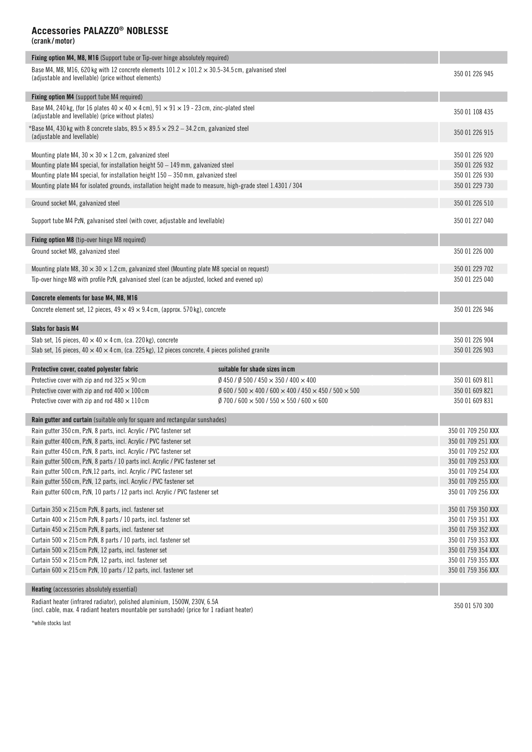## Accessories PALAZZO® NOBLESSE

**(crank/motor)**

| **Fixing option M4, M8, M16** (Support tube or Tip-over hinge absolutely required) | | |
|---|---|---|
| Base M4, M8, M16, 620 kg with 12 concrete elements 101.2 × 101.2 × 30.5-34.5 cm, galvanised steel (adjustable and levellable) (price without elements) | | 350 01 226 945 |
| **Fixing option M4** (support tube M4 required) | | |
| Base M4, 240 kg, (for 16 plates 40 × 40 × 4 cm), 91 × 91 × 19 - 23 cm, zinc-plated steel (adjustable and levellable) (price without plates) | | 350 01 108 435 |
| *Base M4, 430 kg with 8 concrete slabs, 89.5 × 89.5 × 29.2 – 34.2 cm, galvanized steel (adjustable and levellable) | | 350 01 226 915 |
| Mounting plate M4, 30 × 30 × 1.2 cm, galvanized steel | | 350 01 226 920 |
| Mounting plate M4 special, for installation height 50 – 149 mm, galvanized steel | | 350 01 226 932 |
| Mounting plate M4 special, for installation height 150 – 350 mm, galvanized steel | | 350 01 226 930 |
| Mounting plate M4 for isolated grounds, installation height made to measure, high-grade steel 1.4301 / 304 | | 350 01 229 730 |
| Ground socket M4, galvanized steel | | 350 01 226 510 |
| Support tube M4 PzN, galvanised steel (with cover, adjustable and levellable) | | 350 01 227 040 |
| **Fixing option M8** (tip-over hinge M8 required) | | |
| Ground socket M8, galvanized steel | | 350 01 226 000 |
| Mounting plate M8, 30 × 30 × 1.2 cm, galvanized steel (Mounting plate M8 special on request) | | 350 01 229 702 |
| Tip-over hinge M8 with profile PzN, galvanised steel (can be adjusted, locked and evened up) | | 350 01 225 040 |
| **Concrete elements for base M4, M8, M16** | | |
| Concrete element set, 12 pieces, 49 × 49 × 9.4 cm, (approx. 570 kg), concrete | | 350 01 226 946 |
| **Slabs for basis M4** | | |
| Slab set, 16 pieces, 40 × 40 × 4 cm, (ca. 220 kg), concrete | | 350 01 226 904 |
| Slab set, 16 pieces, 40 × 40 × 4 cm, (ca. 225 kg), 12 pieces concrete, 4 pieces polished granite | | 350 01 226 903 |
| **Protective cover, coated polyester fabric** | **suitable for shade sizes in cm** | |
| Protective cover with zip and rod 325 × 90 cm | Ø 450 / Ø 500 / 450 × 350 / 400 × 400 | 350 01 609 811 |
| Protective cover with zip and rod 400 × 100 cm | Ø 600 / 500 × 400 / 600 × 400 / 450 × 450 / 500 × 500 | 350 01 609 821 |
| Protective cover with zip and rod 480 × 110 cm | Ø 700 / 600 × 500 / 550 × 550 / 600 × 600 | 350 01 609 831 |
| **Rain gutter and curtain** (suitable only for square and rectangular sunshades) | | |
| Rain gutter 350 cm, PzN, 8 parts, incl. Acrylic / PVC fastener set | | 350 01 709 250 XXX |
| Rain gutter 400 cm, PzN, 8 parts, incl. Acrylic / PVC fastener set | | 350 01 709 251 XXX |
| Rain gutter 450 cm, PzN, 8 parts, incl. Acrylic / PVC fastener set | | 350 01 709 252 XXX |
| Rain gutter 500 cm, PzN, 8 parts / 10 parts incl. Acrylic / PVC fastener set | | 350 01 709 253 XXX |
| Rain gutter 500 cm, PzN,12 parts, incl. Acrylic / PVC fastener set | | 350 01 709 254 XXX |
| Rain gutter 550 cm, PzN, 12 parts, incl. Acrylic / PVC fastener set | | 350 01 709 255 XXX |
| Rain gutter 600 cm, PzN, 10 parts / 12 parts incl. Acrylic / PVC fastener set | | 350 01 709 256 XXX |
| Curtain 350 × 215 cm PzN, 8 parts, incl. fastener set | | 350 01 759 350 XXX |
| Curtain 400 × 215 cm PzN, 8 parts / 10 parts, incl. fastener set | | 350 01 759 351 XXX |
| Curtain 450 × 215 cm PzN, 8 parts, incl. fastener set | | 350 01 759 352 XXX |
| Curtain 500 × 215 cm PzN, 8 parts / 10 parts, incl. fastener set | | 350 01 759 353 XXX |
| Curtain 500 × 215 cm PzN, 12 parts, incl. fastener set | | 350 01 759 354 XXX |
| Curtain 550 × 215 cm PzN, 12 parts, incl. fastener set | | 350 01 759 355 XXX |
| Curtain 600 × 215 cm PzN, 10 parts / 12 parts, incl. fastener set | | 350 01 759 356 XXX |
| **Heating** (accessories absolutely essential) | | |
| Radiant heater (infrared radiator), polished aluminium, 1500W, 230V, 6.5A (incl. cable, max. 4 radiant heaters mountable per sunshade) (price for 1 radiant heater) | | 350 01 570 300 |

*while stocks last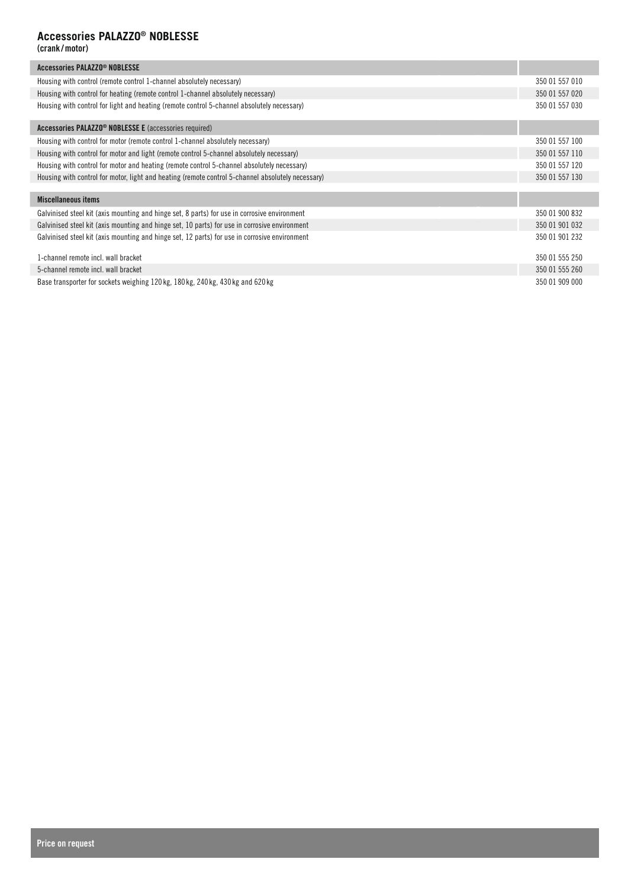## Accessories PALAZZO® NOBLESSE

**(crank / motor)**

| **Accessories PALAZZO® NOBLESSE** | |
|---|---|
| Housing with control (remote control 1-channel absolutely necessary) | 350 01 557 010 |
| Housing with control for heating (remote control 1-channel absolutely necessary) | 350 01 557 020 |
| Housing with control for light and heating (remote control 5-channel absolutely necessary) | 350 01 557 030 |
| | |
| **Accessories PALAZZO® NOBLESSE E** (accessories required) | |
| Housing with control for motor (remote control 1-channel absolutely necessary) | 350 01 557 100 |
| Housing with control for motor and light (remote control 5-channel absolutely necessary) | 350 01 557 110 |
| Housing with control for motor and heating (remote control 5-channel absolutely necessary) | 350 01 557 120 |
| Housing with control for motor, light and heating (remote control 5-channel absolutely necessary) | 350 01 557 130 |
| | |
| **Miscellaneous items** | |
| Galvinised steel kit (axis mounting and hinge set, 8 parts) for use in corrosive environment | 350 01 900 832 |
| Galvinised steel kit (axis mounting and hinge set, 10 parts) for use in corrosive environment | 350 01 901 032 |
| Galvinised steel kit (axis mounting and hinge set, 12 parts) for use in corrosive environment | 350 01 901 232 |
| | |
| 1-channel remote incl. wall bracket | 350 01 555 250 |
| 5-channel remote incl. wall bracket | 350 01 555 260 |
| Base transporter for sockets weighing 120 kg, 180 kg, 240 kg, 430 kg and 620 kg | 350 01 909 000 |

**Price on request**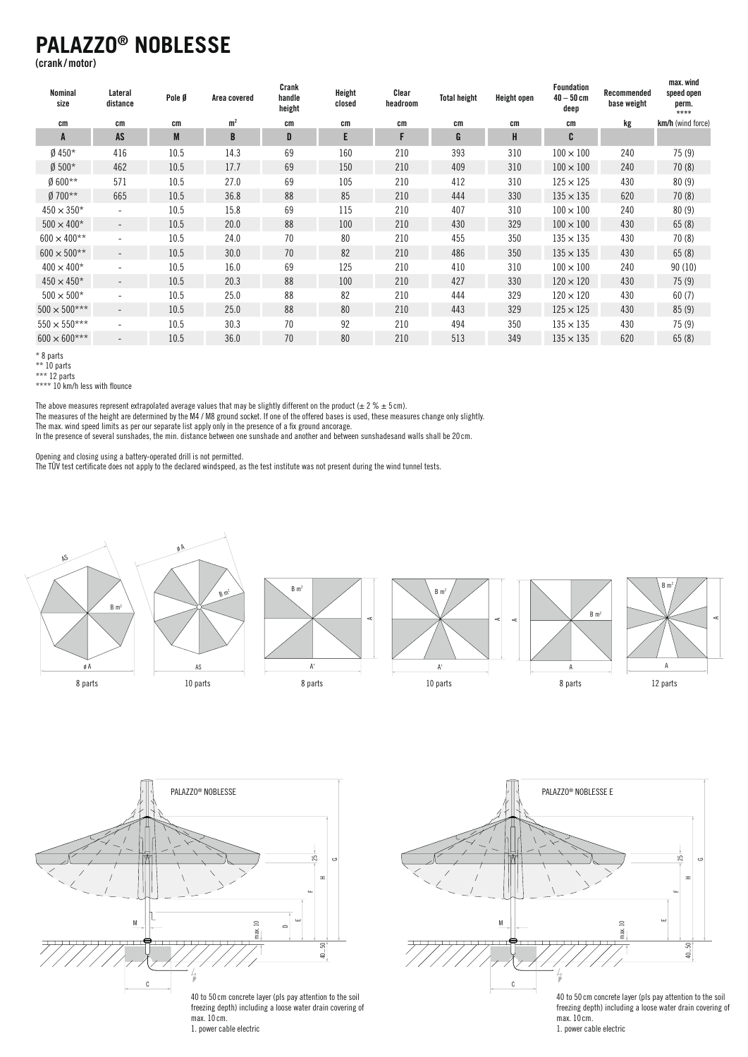# PALAZZO® NOBLESSE

(crank / motor)

| Nominal size | Lateral distance | Pole Ø | Area covered | Crank handle height | Height closed | Clear headroom | Total height | Height open | Foundation 40 – 50 cm deep | Recommended base weight | max. wind speed open perm. **** |
|---|---|---|---|---|---|---|---|---|---|---|---|
| cm | cm | cm | m² | cm | cm | cm | cm | cm | cm | kg | km/h (wind force) |
| A | AS | M | B | D | E | F | G | H | C | | |
| Ø 450* | 416 | 10.5 | 14.3 | 69 | 160 | 210 | 393 | 310 | 100 × 100 | 240 | 75 (9) |
| Ø 500* | 462 | 10.5 | 17.7 | 69 | 150 | 210 | 409 | 310 | 100 × 100 | 240 | 70 (8) |
| Ø 600** | 571 | 10.5 | 27.0 | 69 | 105 | 210 | 412 | 310 | 125 × 125 | 430 | 80 (9) |
| Ø 700** | 665 | 10.5 | 36.8 | 88 | 85 | 210 | 444 | 330 | 135 × 135 | 620 | 70 (8) |
| 450 × 350* | - | 10.5 | 15.8 | 69 | 115 | 210 | 407 | 310 | 100 × 100 | 240 | 80 (9) |
| 500 × 400* | - | 10.5 | 20.0 | 88 | 100 | 210 | 430 | 329 | 100 × 100 | 430 | 65 (8) |
| 600 × 400** | - | 10.5 | 24.0 | 70 | 80 | 210 | 455 | 350 | 135 × 135 | 430 | 70 (8) |
| 600 × 500** | - | 10.5 | 30.0 | 70 | 82 | 210 | 486 | 350 | 135 × 135 | 430 | 65 (8) |
| 400 × 400* | - | 10.5 | 16.0 | 69 | 125 | 210 | 410 | 310 | 100 × 100 | 240 | 90 (10) |
| 450 × 450* | - | 10.5 | 20.3 | 88 | 100 | 210 | 427 | 330 | 120 × 120 | 430 | 75 (9) |
| 500 × 500* | - | 10.5 | 25.0 | 88 | 82 | 210 | 444 | 329 | 120 × 120 | 430 | 60 (7) |
| 500 × 500*** | - | 10.5 | 25.0 | 88 | 80 | 210 | 443 | 329 | 125 × 125 | 430 | 85 (9) |
| 550 × 550*** | - | 10.5 | 30.3 | 70 | 92 | 210 | 494 | 350 | 135 × 135 | 430 | 75 (9) |
| 600 × 600*** | - | 10.5 | 36.0 | 70 | 80 | 210 | 513 | 349 | 135 × 135 | 620 | 65 (8) |

\* 8 parts
** 10 parts
*** 12 parts
**** 10 km/h less with flounce

The above measures represent extrapolated average values that may be slightly different on the product (± 2 % ± 5 cm).
The measures of the height are determined by the M4 / M8 ground socket. If one of the offered bases is used, these measures change only slightly.
The max. wind speed limits as per our separate list apply only in the presence of a fix ground ancorage.
In the presence of several sunshades, the min. distance between one sunshade and another and between sunshadesand walls shall be 20 cm.

Opening and closing using a battery-operated drill is not permitted.
The TÜV test certificate does not apply to the declared windspeed, as the test institute was not present during the wind tunnel tests.

8 parts — 10 parts — 8 parts — 10 parts — 8 parts — 12 parts

PALAZZO® NOBLESSE

40 to 50 cm concrete layer (pls pay attention to the soil freezing depth) including a loose water drain covering of max. 10 cm.
1. power cable electric

PALAZZO® NOBLESSE E

40 to 50 cm concrete layer (pls pay attention to the soil freezing depth) including a loose water drain covering of max. 10 cm.
1. power cable electric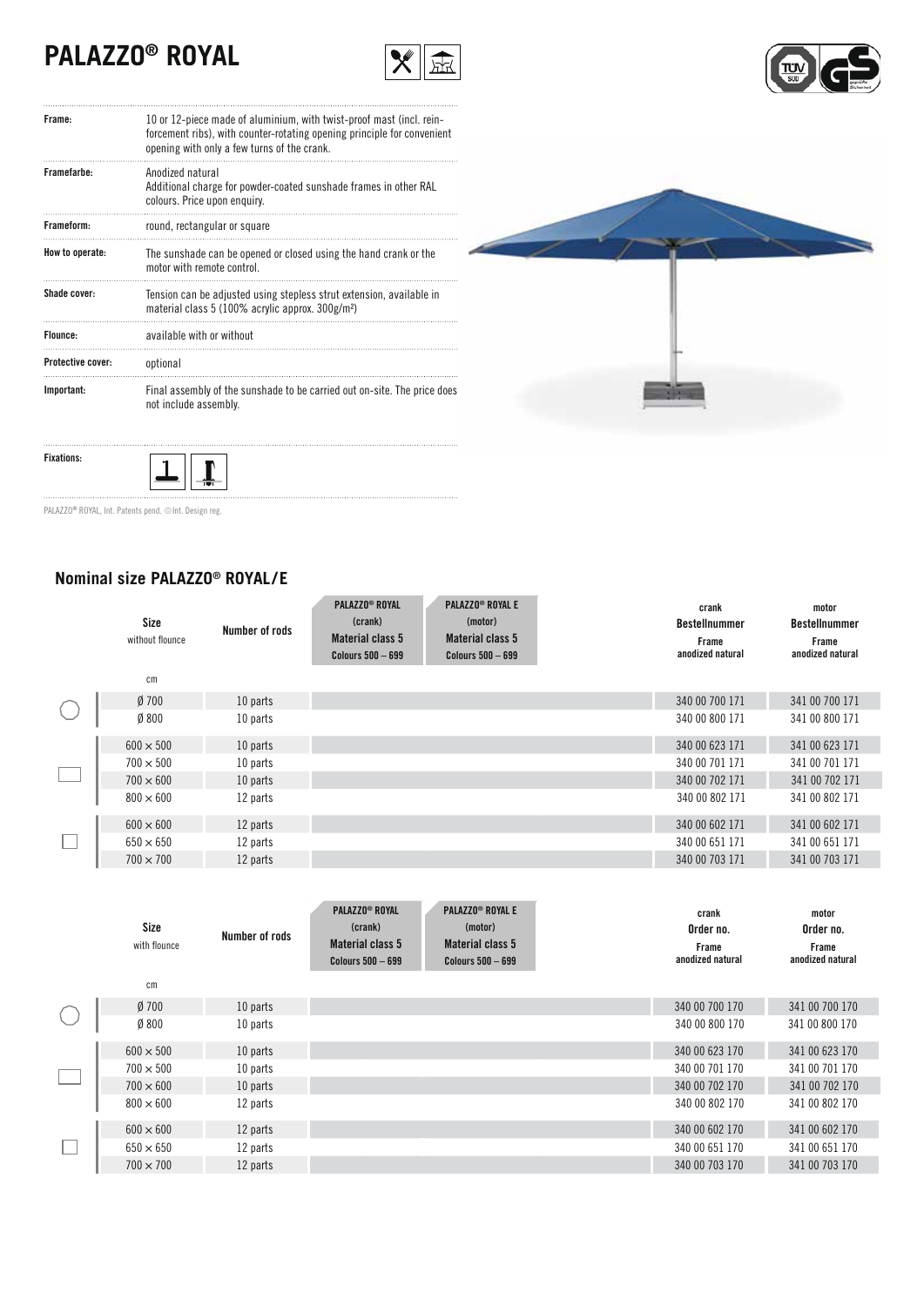# PALAZZO® ROYAL

| | |
|---|---|
| **Frame:** | 10 or 12-piece made of aluminium, with twist-proof mast (incl. reinforcement ribs), with counter-rotating opening principle for convenient opening with only a few turns of the crank. |
| **Framefarbe:** | Anodized natural<br>Additional charge for powder-coated sunshade frames in other RAL colours. Price upon enquiry. |
| **Frameform:** | round, rectangular or square |
| **How to operate:** | The sunshade can be opened or closed using the hand crank or the motor with remote control. |
| **Shade cover:** | Tension can be adjusted using stepless strut extension, available in material class 5 (100% acrylic approx. 300g/m²) |
| **Flounce:** | available with or without |
| **Protective cover:** | optional |
| **Important:** | Final assembly of the sunshade to be carried out on-site. The price does not include assembly. |
| **Fixations:** | |

PALAZZO® ROYAL, Int. Patents pend. ©Int. Design reg.

## Nominal size PALAZZO® ROYAL/E

| Size without flounce (cm) | Number of rods | PALAZZO® ROYAL (crank) Material class 5 Colours 500 – 699 | PALAZZO® ROYAL E (motor) Material class 5 Colours 500 – 699 | crank Bestellnummer Frame anodized natural | motor Bestellnummer Frame anodized natural |
|---|---|---|---|---|---|
| Ø 700 | 10 parts | | | 340 00 700 171 | 341 00 700 171 |
| Ø 800 | 10 parts | | | 340 00 800 171 | 341 00 800 171 |
| 600 × 500 | 10 parts | | | 340 00 623 171 | 341 00 623 171 |
| 700 × 500 | 10 parts | | | 340 00 701 171 | 341 00 701 171 |
| 700 × 600 | 10 parts | | | 340 00 702 171 | 341 00 702 171 |
| 800 × 600 | 12 parts | | | 340 00 802 171 | 341 00 802 171 |
| 600 × 600 | 12 parts | | | 340 00 602 171 | 341 00 602 171 |
| 650 × 650 | 12 parts | | | 340 00 651 171 | 341 00 651 171 |
| 700 × 700 | 12 parts | | | 340 00 703 171 | 341 00 703 171 |

| Size with flounce (cm) | Number of rods | PALAZZO® ROYAL (crank) Material class 5 Colours 500 – 699 | PALAZZO® ROYAL E (motor) Material class 5 Colours 500 – 699 | crank Order no. Frame anodized natural | motor Order no. Frame anodized natural |
|---|---|---|---|---|---|
| Ø 700 | 10 parts | | | 340 00 700 170 | 341 00 700 170 |
| Ø 800 | 10 parts | | | 340 00 800 170 | 341 00 800 170 |
| 600 × 500 | 10 parts | | | 340 00 623 170 | 341 00 623 170 |
| 700 × 500 | 10 parts | | | 340 00 701 170 | 341 00 701 170 |
| 700 × 600 | 10 parts | | | 340 00 702 170 | 341 00 702 170 |
| 800 × 600 | 12 parts | | | 340 00 802 170 | 341 00 802 170 |
| 600 × 600 | 12 parts | | | 340 00 602 170 | 341 00 602 170 |
| 650 × 650 | 12 parts | | | 340 00 651 170 | 341 00 651 170 |
| 700 × 700 | 12 parts | | | 340 00 703 170 | 341 00 703 170 |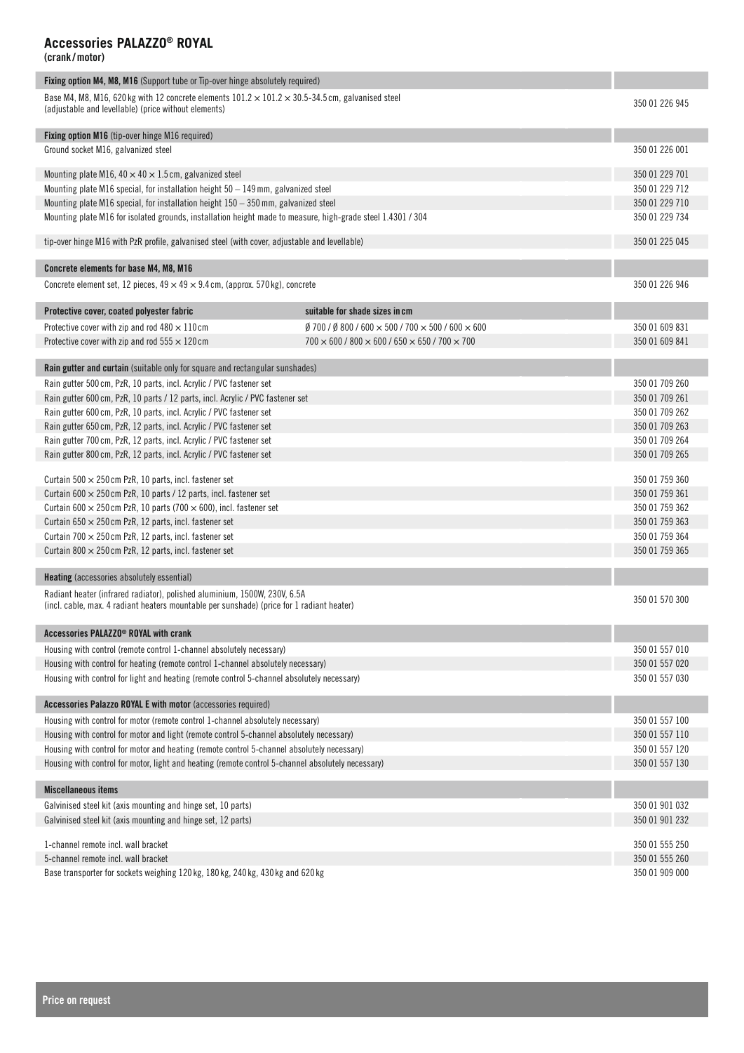# Accessories PALAZZO® ROYAL

**(crank / motor)**

| **Fixing option M4, M8, M16** (Support tube or Tip-over hinge absolutely required) | |
|---|---|
| Base M4, M8, M16, 620 kg with 12 concrete elements 101.2 × 101.2 × 30.5-34.5 cm, galvanised steel (adjustable and levellable) (price without elements) | 350 01 226 945 |

| **Fixing option M16** (tip-over hinge M16 required) | |
|---|---|
| Ground socket M16, galvanized steel | 350 01 226 001 |
| Mounting plate M16, 40 × 40 × 1.5 cm, galvanized steel | 350 01 229 701 |
| Mounting plate M16 special, for installation height 50 – 149 mm, galvanized steel | 350 01 229 712 |
| Mounting plate M16 special, for installation height 150 – 350 mm, galvanized steel | 350 01 229 710 |
| Mounting plate M16 for isolated grounds, installation height made to measure, high-grade steel 1.4301 / 304 | 350 01 229 734 |
| tip-over hinge M16 with PzR profile, galvanised steel (with cover, adjustable and levellable) | 350 01 225 045 |

| **Concrete elements for base M4, M8, M16** | |
|---|---|
| Concrete element set, 12 pieces, 49 × 49 × 9.4 cm, (approx. 570 kg), concrete | 350 01 226 946 |

| **Protective cover, coated polyester fabric** | **suitable for shade sizes in cm** | |
|---|---|---|
| Protective cover with zip and rod 480 × 110 cm | Ø 700 / Ø 800 / 600 × 500 / 700 × 500 / 600 × 600 | 350 01 609 831 |
| Protective cover with zip and rod 555 × 120 cm | 700 × 600 / 800 × 600 / 650 × 650 / 700 × 700 | 350 01 609 841 |

| **Rain gutter and curtain** (suitable only for square and rectangular sunshades) | |
|---|---|
| Rain gutter 500 cm, PzR, 10 parts, incl. Acrylic / PVC fastener set | 350 01 709 260 |
| Rain gutter 600 cm, PzR, 10 parts / 12 parts, incl. Acrylic / PVC fastener set | 350 01 709 261 |
| Rain gutter 600 cm, PzR, 10 parts, incl. Acrylic / PVC fastener set | 350 01 709 262 |
| Rain gutter 650 cm, PzR, 12 parts, incl. Acrylic / PVC fastener set | 350 01 709 263 |
| Rain gutter 700 cm, PzR, 12 parts, incl. Acrylic / PVC fastener set | 350 01 709 264 |
| Rain gutter 800 cm, PzR, 12 parts, incl. Acrylic / PVC fastener set | 350 01 709 265 |
| Curtain 500 × 250 cm PzR, 10 parts, incl. fastener set | 350 01 759 360 |
| Curtain 600 × 250 cm PzR, 10 parts / 12 parts, incl. fastener set | 350 01 759 361 |
| Curtain 600 × 250 cm PzR, 10 parts (700 × 600), incl. fastener set | 350 01 759 362 |
| Curtain 650 × 250 cm PzR, 12 parts, incl. fastener set | 350 01 759 363 |
| Curtain 700 × 250 cm PzR, 12 parts, incl. fastener set | 350 01 759 364 |
| Curtain 800 × 250 cm PzR, 12 parts, incl. fastener set | 350 01 759 365 |

| **Heating** (accessories absolutely essential) | |
|---|---|
| Radiant heater (infrared radiator), polished aluminium, 1500W, 230V, 6.5A (incl. cable, max. 4 radiant heaters mountable per sunshade) (price for 1 radiant heater) | 350 01 570 300 |

| **Accessories PALAZZO® ROYAL with crank** | |
|---|---|
| Housing with control (remote control 1-channel absolutely necessary) | 350 01 557 010 |
| Housing with control for heating (remote control 1-channel absolutely necessary) | 350 01 557 020 |
| Housing with control for light and heating (remote control 5-channel absolutely necessary) | 350 01 557 030 |

| **Accessories Palazzo ROYAL E with motor** (accessories required) | |
|---|---|
| Housing with control for motor (remote control 1-channel absolutely necessary) | 350 01 557 100 |
| Housing with control for motor and light (remote control 5-channel absolutely necessary) | 350 01 557 110 |
| Housing with control for motor and heating (remote control 5-channel absolutely necessary) | 350 01 557 120 |
| Housing with control for motor, light and heating (remote control 5-channel absolutely necessary) | 350 01 557 130 |

| **Miscellaneous items** | |
|---|---|
| Galvinised steel kit (axis mounting and hinge set, 10 parts) | 350 01 901 032 |
| Galvinised steel kit (axis mounting and hinge set, 12 parts) | 350 01 901 232 |
| 1-channel remote incl. wall bracket | 350 01 555 250 |
| 5-channel remote incl. wall bracket | 350 01 555 260 |
| Base transporter for sockets weighing 120 kg, 180 kg, 240 kg, 430 kg and 620 kg | 350 01 909 000 |

**Price on request**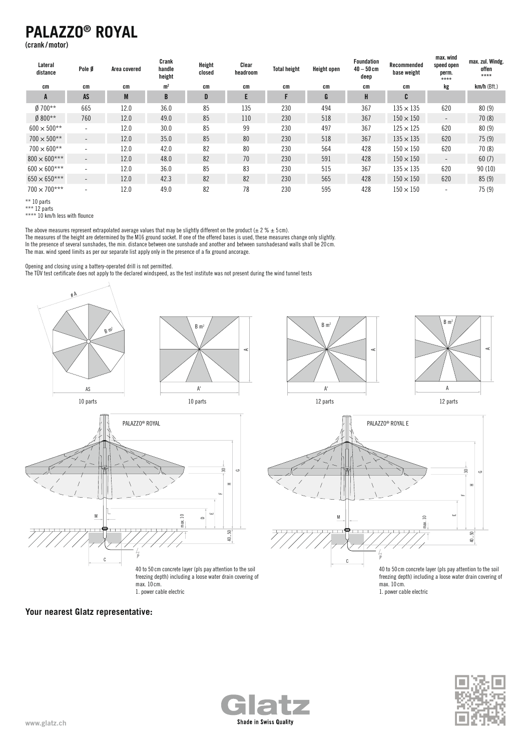# PALAZZO® ROYAL

(crank / motor)

| Lateral distance | Pole Ø | Area covered | Crank handle height | Height closed | Clear headroom | Total height | Height open | Foundation 40 – 50 cm deep | Recommended base weight | max. wind speed open perm. **** | max. zul. Windg. offen **** |
|---|---|---|---|---|---|---|---|---|---|---|---|
| cm | cm | cm | m² | cm | cm | cm | cm | cm | cm | kg | km/h (Bft.) |
| A | AS | M | B | D | E | F | G | H | C | | |
| Ø 700** | 665 | 12.0 | 36.0 | 85 | 135 | 230 | 494 | 367 | 135 × 135 | 620 | 80 (9) |
| Ø 800** | 760 | 12.0 | 49.0 | 85 | 110 | 230 | 518 | 367 | 150 × 150 | - | 70 (8) |
| 600 × 500** | - | 12.0 | 30.0 | 85 | 99 | 230 | 497 | 367 | 125 × 125 | 620 | 80 (9) |
| 700 × 500** | - | 12.0 | 35.0 | 85 | 80 | 230 | 518 | 367 | 135 × 135 | 620 | 75 (9) |
| 700 × 600** | - | 12.0 | 42.0 | 82 | 80 | 230 | 564 | 428 | 150 × 150 | 620 | 70 (8) |
| 800 × 600*** | - | 12.0 | 48.0 | 82 | 70 | 230 | 591 | 428 | 150 × 150 | - | 60 (7) |
| 600 × 600*** | - | 12.0 | 36.0 | 85 | 83 | 230 | 515 | 367 | 135 × 135 | 620 | 90 (10) |
| 650 × 650*** | - | 12.0 | 42.3 | 82 | 82 | 230 | 565 | 428 | 150 × 150 | 620 | 85 (9) |
| 700 × 700*** | - | 12.0 | 49.0 | 82 | 78 | 230 | 595 | 428 | 150 × 150 | - | 75 (9) |

** 10 parts
*** 12 parts
**** 10 km/h less with flounce

The above measures represent extrapolated average values that may be slightly different on the product (± 2 % ± 5 cm).
The measures of the height are determined by the M16 ground socket. If one of the offered bases is used, these measures change only slightly.
In the presence of several sunshades, the min. distance between one sunshade and another and between sunshadesand walls shall be 20 cm.
The max. wind speed limits as per our separate list apply only in the presence of a fix ground ancorage.

Opening and closing using a battery-operated drill is not permitted.
The TÜV test certificate does not apply to the declared windspeed, as the test institute was not present during the wind tunnel tests

ø A
B m²
AS
10 parts

B m²
A
A'
10 parts

B m²
A
A'
12 parts

B m²
A
A
12 parts

PALAZZO® ROYAL

M
max. 10
D
E
F
H
G
30
40...50
C

40 to 50 cm concrete layer (pls pay attention to the soil freezing depth) including a loose water drain covering of max. 10 cm.
1. power cable electric

PALAZZO® ROYAL E

M
max. 10
E
F
H
G
30
40...50
C

40 to 50 cm concrete layer (pls pay attention to the soil freezing depth) including a loose water drain covering of max. 10 cm.
1. power cable electric

**Your nearest Glatz representative:**

www.glatz.ch

Glatz
Shade in Swiss Quality